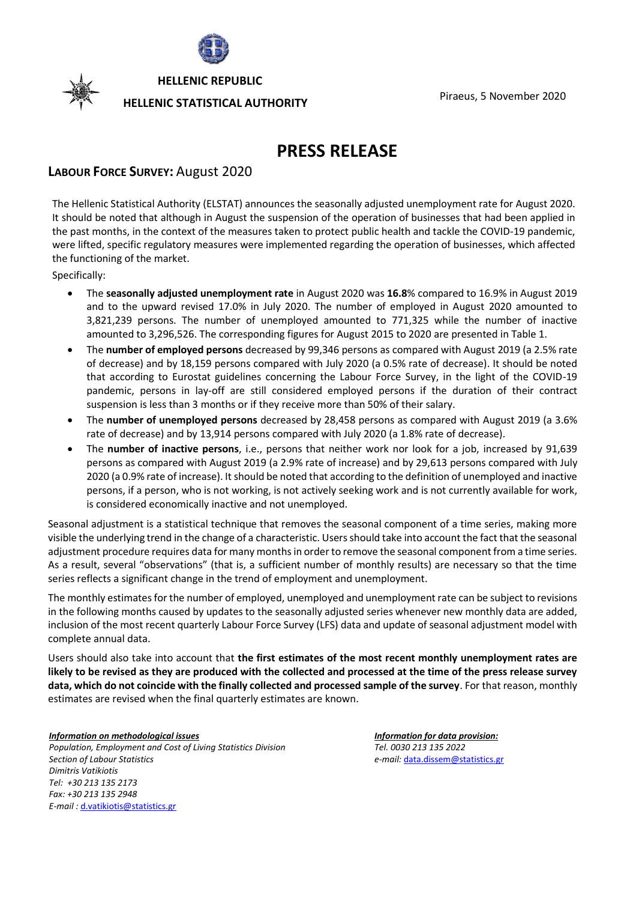**HELLENIC REPUBLIC**

**HELLENIC STATISTICAL AUTHORITY**

Piraeus, 5 November 2020

# PRESS RELEASE

## LABOUR FORCE SURVEY: August 2020

The Hellenic Statistical Authority (ELSTAT) announces the seasonally adjusted unemployment rate for August 2020. It should be noted that although in August the suspension of the operation of businesses that had been applied in the past months, in the context of the measures taken to protect public health and tackle the COVID-19 pandemic, were lifted, specific regulatory measures were implemented regarding the operation of businesses, which affected the functioning of the market.

Specifically:

- The **seasonally adjusted unemployment rate** in August 2020 was **16.8**% compared to 16.9% in August 2019 and to the upward revised 17.0% in July 2020. The number of employed in August 2020 amounted to 3,821,239 persons. The number of unemployed amounted to 771,325 while the number of inactive amounted to 3,296,526. The corresponding figures for August 2015 to 2020 are presented in Table 1.
- The **number of employed persons** decreased by 99,346 persons as compared with August 2019 (a 2.5% rate of decrease) and by 18,159 persons compared with July 2020 (a 0.5% rate of decrease). It should be noted that according to Eurostat guidelines concerning the Labour Force Survey, in the light of the COVID-19 pandemic, persons in lay-off are still considered employed persons if the duration of their contract suspension is less than 3 months or if they receive more than 50% of their salary.
- The **number of unemployed persons** decreased by 28,458 persons as compared with August 2019 (a 3.6% rate of decrease) and by 13,914 persons compared with July 2020 (a 1.8% rate of decrease).
- The **number of inactive persons**, i.e., persons that neither work nor look for a job, increased by 91,639 persons as compared with August 2019 (a 2.9% rate of increase) and by 29,613 persons compared with July 2020 (a 0.9% rate of increase). It should be noted that according to the definition of unemployed and inactive persons, if a person, who is not working, is not actively seeking work and is not currently available for work, is considered economically inactive and not unemployed.

Seasonal adjustment is a statistical technique that removes the seasonal component of a time series, making more visible the underlying trend in the change of a characteristic. Users should take into account the fact that the seasonal adjustment procedure requires data for many months in order to remove the seasonal component from a time series. As a result, several "observations" (that is, a sufficient number of monthly results) are necessary so that the time series reflects a significant change in the trend of employment and unemployment.

The monthly estimates for the number of employed, unemployed and unemployment rate can be subject to revisions in the following months caused by updates to the seasonally adjusted series whenever new monthly data are added, inclusion of the most recent quarterly Labour Force Survey (LFS) data and update of seasonal adjustment model with complete annual data.

Users should also take into account that **the first estimates of the most recent monthly unemployment rates are likely to be revised as they are produced with the collected and processed at the time of the press release survey data, which do not coincide with the finally collected and processed sample of the survey**. For that reason, monthly estimates are revised when the final quarterly estimates are known.

***Information on methodological issues***
*Population, Employment and Cost of Living Statistics Division*
*Section of Labour Statistics*
*Dimitris Vatikiotis*
*Tel: +30 213 135 2173*
*Fax: +30 213 135 2948*
*E-mail :* d.vatikiotis@statistics.gr

***Information for data provision:***
*Tel. 0030 213 135 2022*
*e-mail:* data.dissem@statistics.gr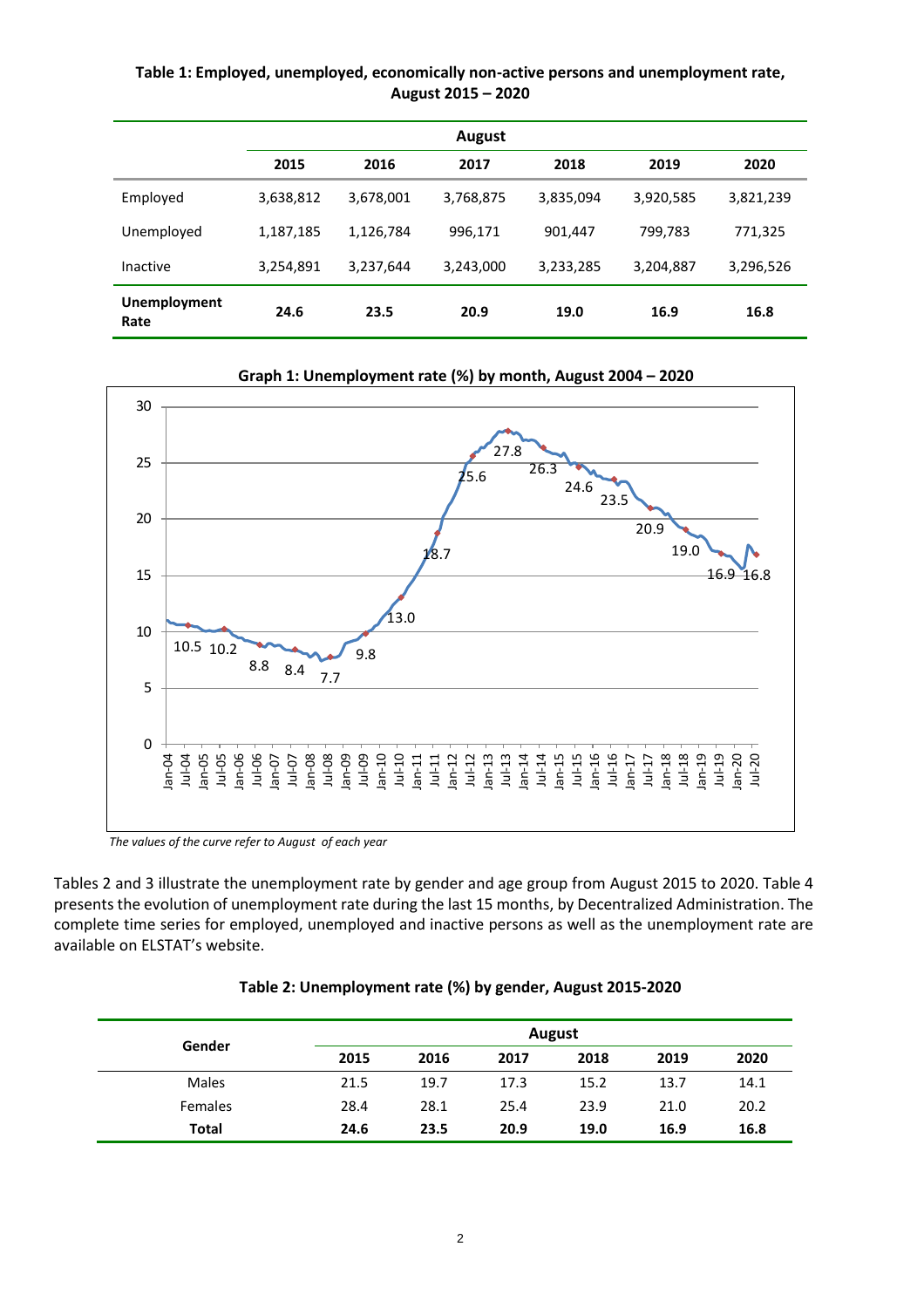**Table 1: Employed, unemployed, economically non-active persons and unemployment rate, August 2015 – 2020**

| | August | | | | | |
|---|---|---|---|---|---|---|
| | **2015** | **2016** | **2017** | **2018** | **2019** | **2020** |
| Employed | 3,638,812 | 3,678,001 | 3,768,875 | 3,835,094 | 3,920,585 | 3,821,239 |
| Unemployed | 1,187,185 | 1,126,784 | 996,171 | 901,447 | 799,783 | 771,325 |
| Inactive | 3,254,891 | 3,237,644 | 3,243,000 | 3,233,285 | 3,204,887 | 3,296,526 |
| **Unemployment Rate** | **24.6** | **23.5** | **20.9** | **19.0** | **16.9** | **16.8** |

**Graph 1: Unemployment rate (%) by month, August 2004 – 2020**

*The values of the curve refer to August of each year*

Tables 2 and 3 illustrate the unemployment rate by gender and age group from August 2015 to 2020. Table 4 presents the evolution of unemployment rate during the last 15 months, by Decentralized Administration. The complete time series for employed, unemployed and inactive persons as well as the unemployment rate are available on ELSTAT's website.

**Table 2: Unemployment rate (%) by gender, August 2015-2020**

| Gender | August | | | | | |
|---|---|---|---|---|---|---|
| | **2015** | **2016** | **2017** | **2018** | **2019** | **2020** |
| Males | 21.5 | 19.7 | 17.3 | 15.2 | 13.7 | 14.1 |
| Females | 28.4 | 28.1 | 25.4 | 23.9 | 21.0 | 20.2 |
| **Total** | **24.6** | **23.5** | **20.9** | **19.0** | **16.9** | **16.8** |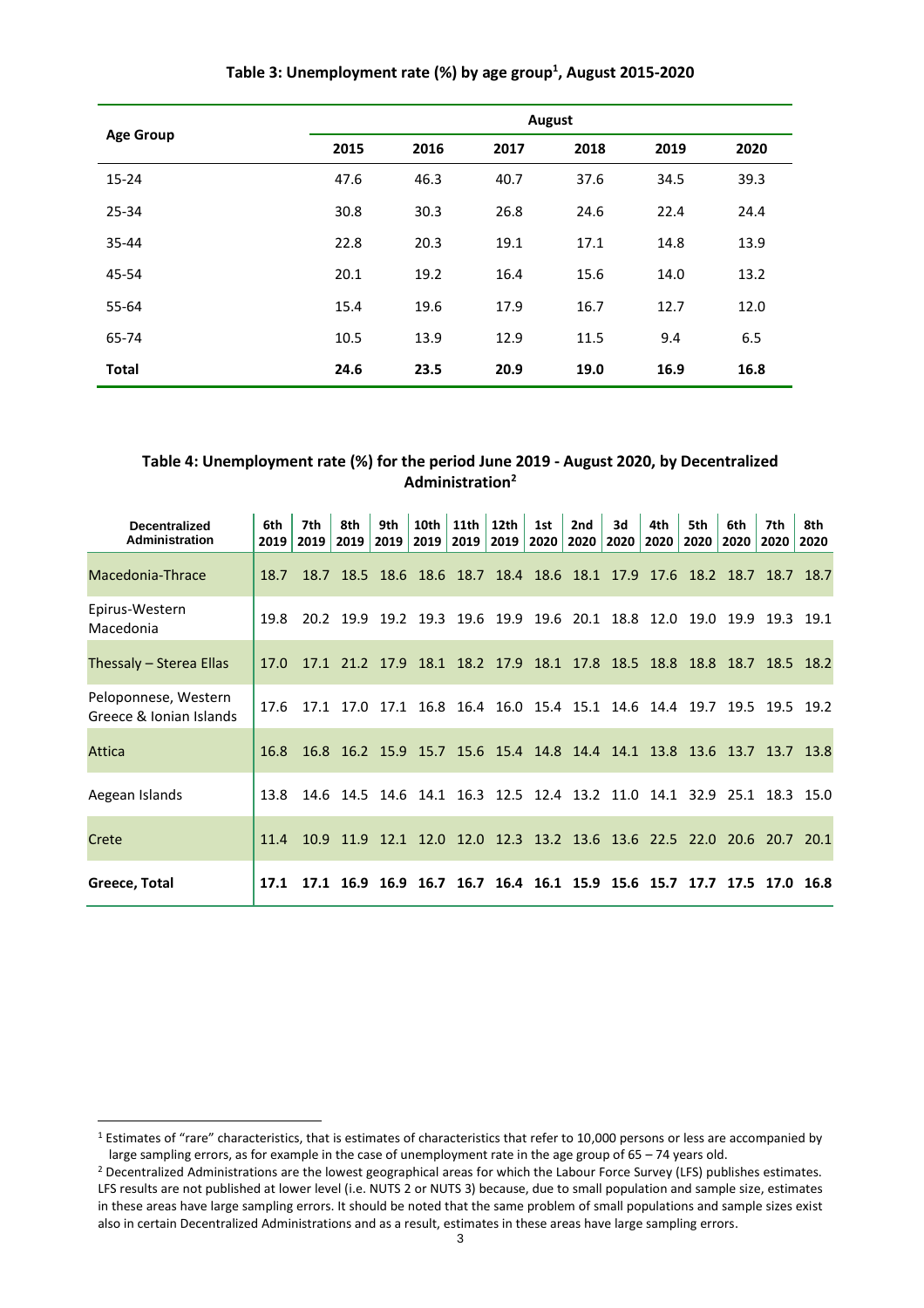**Table 3: Unemployment rate (%) by age group[1], August 2015-2020**

| Age Group | August | | | | | |
|---|---|---|---|---|---|---|
| | 2015 | 2016 | 2017 | 2018 | 2019 | 2020 |
| 15-24 | 47.6 | 46.3 | 40.7 | 37.6 | 34.5 | 39.3 |
| 25-34 | 30.8 | 30.3 | 26.8 | 24.6 | 22.4 | 24.4 |
| 35-44 | 22.8 | 20.3 | 19.1 | 17.1 | 14.8 | 13.9 |
| 45-54 | 20.1 | 19.2 | 16.4 | 15.6 | 14.0 | 13.2 |
| 55-64 | 15.4 | 19.6 | 17.9 | 16.7 | 12.7 | 12.0 |
| 65-74 | 10.5 | 13.9 | 12.9 | 11.5 | 9.4 | 6.5 |
| **Total** | **24.6** | **23.5** | **20.9** | **19.0** | **16.9** | **16.8** |

**Table 4: Unemployment rate (%) for the period June 2019 - August 2020, by Decentralized Administration[2]**

| Decentralized Administration | 6th 2019 | 7th 2019 | 8th 2019 | 9th 2019 | 10th 2019 | 11th 2019 | 12th 2019 | 1st 2020 | 2nd 2020 | 3d 2020 | 4th 2020 | 5th 2020 | 6th 2020 | 7th 2020 | 8th 2020 |
|---|---|---|---|---|---|---|---|---|---|---|---|---|---|---|---|
| Macedonia-Thrace | 18.7 | 18.7 | 18.5 | 18.6 | 18.6 | 18.7 | 18.4 | 18.6 | 18.1 | 17.9 | 17.6 | 18.2 | 18.7 | 18.7 | 18.7 |
| Epirus-Western Macedonia | 19.8 | 20.2 | 19.9 | 19.2 | 19.3 | 19.6 | 19.9 | 19.6 | 20.1 | 18.8 | 12.0 | 19.0 | 19.9 | 19.3 | 19.1 |
| Thessaly – Sterea Ellas | 17.0 | 17.1 | 21.2 | 17.9 | 18.1 | 18.2 | 17.9 | 18.1 | 17.8 | 18.5 | 18.8 | 18.8 | 18.7 | 18.5 | 18.2 |
| Peloponnese, Western Greece & Ionian Islands | 17.6 | 17.1 | 17.0 | 17.1 | 16.8 | 16.4 | 16.0 | 15.4 | 15.1 | 14.6 | 14.4 | 19.7 | 19.5 | 19.5 | 19.2 |
| Attica | 16.8 | 16.8 | 16.2 | 15.9 | 15.7 | 15.6 | 15.4 | 14.8 | 14.4 | 14.1 | 13.8 | 13.6 | 13.7 | 13.7 | 13.8 |
| Aegean Islands | 13.8 | 14.6 | 14.5 | 14.6 | 14.1 | 16.3 | 12.5 | 12.4 | 13.2 | 11.0 | 14.1 | 32.9 | 25.1 | 18.3 | 15.0 |
| Crete | 11.4 | 10.9 | 11.9 | 12.1 | 12.0 | 12.0 | 12.3 | 13.2 | 13.6 | 13.6 | 22.5 | 22.0 | 20.6 | 20.7 | 20.1 |
| **Greece, Total** | **17.1** | **17.1** | **16.9** | **16.9** | **16.7** | **16.7** | **16.4** | **16.1** | **15.9** | **15.6** | **15.7** | **17.7** | **17.5** | **17.0** | **16.8** |

[1] Estimates of "rare" characteristics, that is estimates of characteristics that refer to 10,000 persons or less are accompanied by large sampling errors, as for example in the case of unemployment rate in the age group of 65 – 74 years old.

[2] Decentralized Administrations are the lowest geographical areas for which the Labour Force Survey (LFS) publishes estimates. LFS results are not published at lower level (i.e. NUTS 2 or NUTS 3) because, due to small population and sample size, estimates in these areas have large sampling errors. It should be noted that the same problem of small populations and sample sizes exist also in certain Decentralized Administrations and as a result, estimates in these areas have large sampling errors.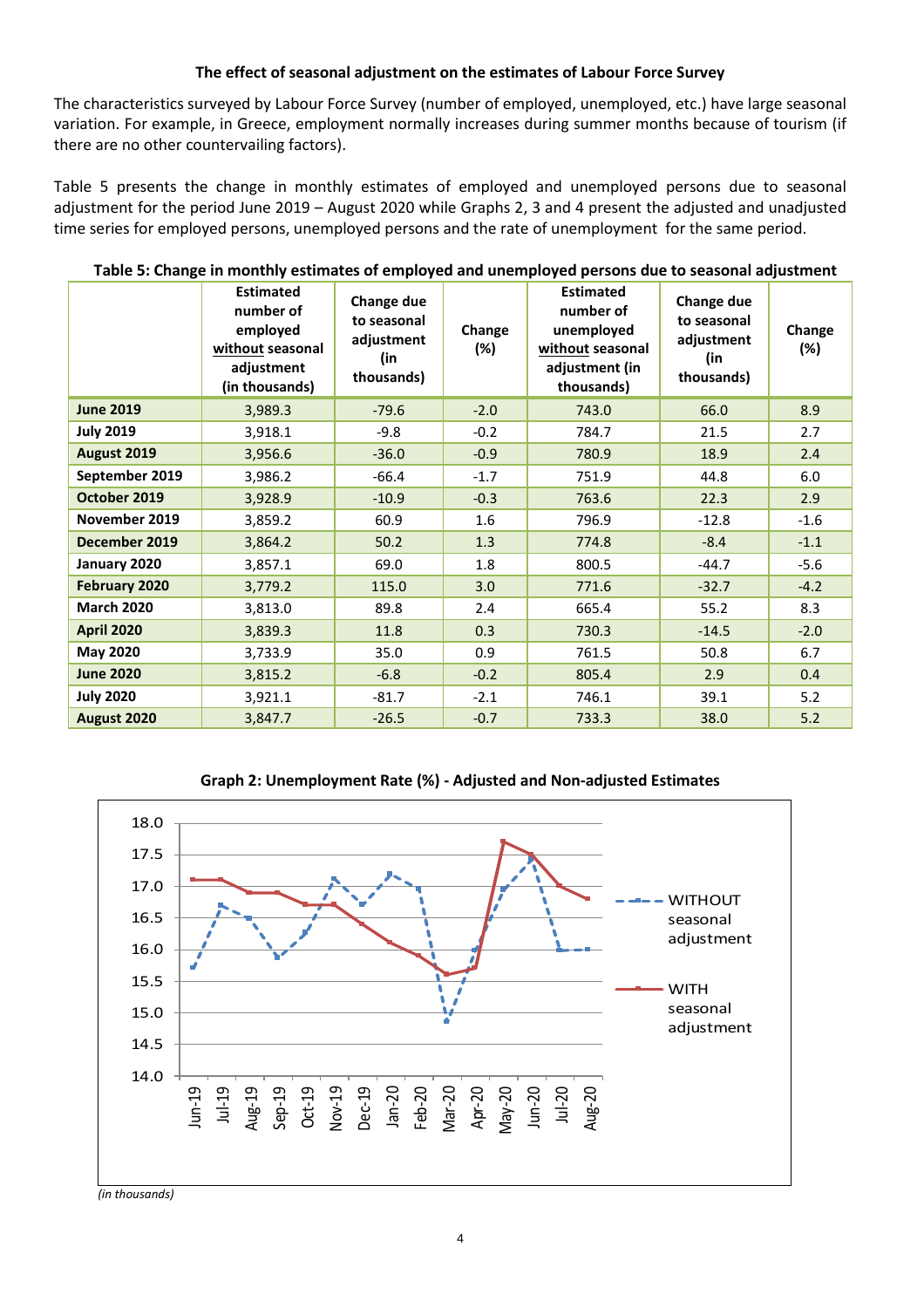### The effect of seasonal adjustment on the estimates of Labour Force Survey

The characteristics surveyed by Labour Force Survey (number of employed, unemployed, etc.) have large seasonal variation. For example, in Greece, employment normally increases during summer months because of tourism (if there are no other countervailing factors).

Table 5 presents the change in monthly estimates of employed and unemployed persons due to seasonal adjustment for the period June 2019 – August 2020 while Graphs 2, 3 and 4 present the adjusted and unadjusted time series for employed persons, unemployed persons and the rate of unemployment for the same period.

**Table 5: Change in monthly estimates of employed and unemployed persons due to seasonal adjustment**

| | Estimated number of employed without seasonal adjustment (in thousands) | Change due to seasonal adjustment (in thousands) | Change (%) | Estimated number of unemployed without seasonal adjustment (in thousands) | Change due to seasonal adjustment (in thousands) | Change (%) |
|---|---|---|---|---|---|---|
| **June 2019** | 3,989.3 | -79.6 | -2.0 | 743.0 | 66.0 | 8.9 |
| **July 2019** | 3,918.1 | -9.8 | -0.2 | 784.7 | 21.5 | 2.7 |
| **August 2019** | 3,956.6 | -36.0 | -0.9 | 780.9 | 18.9 | 2.4 |
| **September 2019** | 3,986.2 | -66.4 | -1.7 | 751.9 | 44.8 | 6.0 |
| **October 2019** | 3,928.9 | -10.9 | -0.3 | 763.6 | 22.3 | 2.9 |
| **November 2019** | 3,859.2 | 60.9 | 1.6 | 796.9 | -12.8 | -1.6 |
| **December 2019** | 3,864.2 | 50.2 | 1.3 | 774.8 | -8.4 | -1.1 |
| **January 2020** | 3,857.1 | 69.0 | 1.8 | 800.5 | -44.7 | -5.6 |
| **February 2020** | 3,779.2 | 115.0 | 3.0 | 771.6 | -32.7 | -4.2 |
| **March 2020** | 3,813.0 | 89.8 | 2.4 | 665.4 | 55.2 | 8.3 |
| **April 2020** | 3,839.3 | 11.8 | 0.3 | 730.3 | -14.5 | -2.0 |
| **May 2020** | 3,733.9 | 35.0 | 0.9 | 761.5 | 50.8 | 6.7 |
| **June 2020** | 3,815.2 | -6.8 | -0.2 | 805.4 | 2.9 | 0.4 |
| **July 2020** | 3,921.1 | -81.7 | -2.1 | 746.1 | 39.1 | 5.2 |
| **August 2020** | 3,847.7 | -26.5 | -0.7 | 733.3 | 38.0 | 5.2 |

**Graph 2: Unemployment Rate (%) - Adjusted and Non-adjusted Estimates**

*(in thousands)*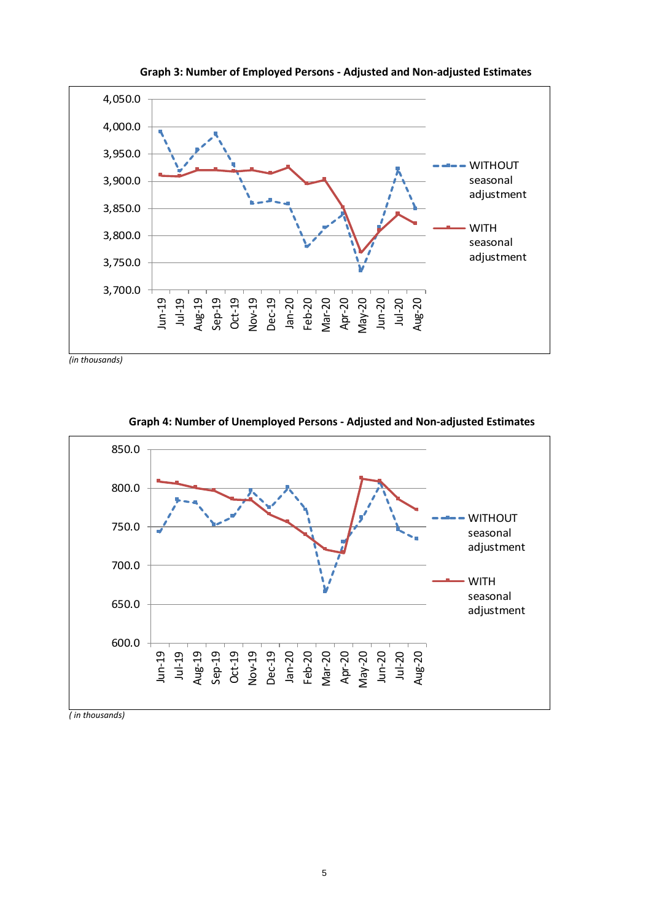**Graph 3: Number of Employed Persons - Adjusted and Non-adjusted Estimates**

*(in thousands)*

**Graph 4: Number of Unemployed Persons - Adjusted and Non-adjusted Estimates**

*( in thousands)*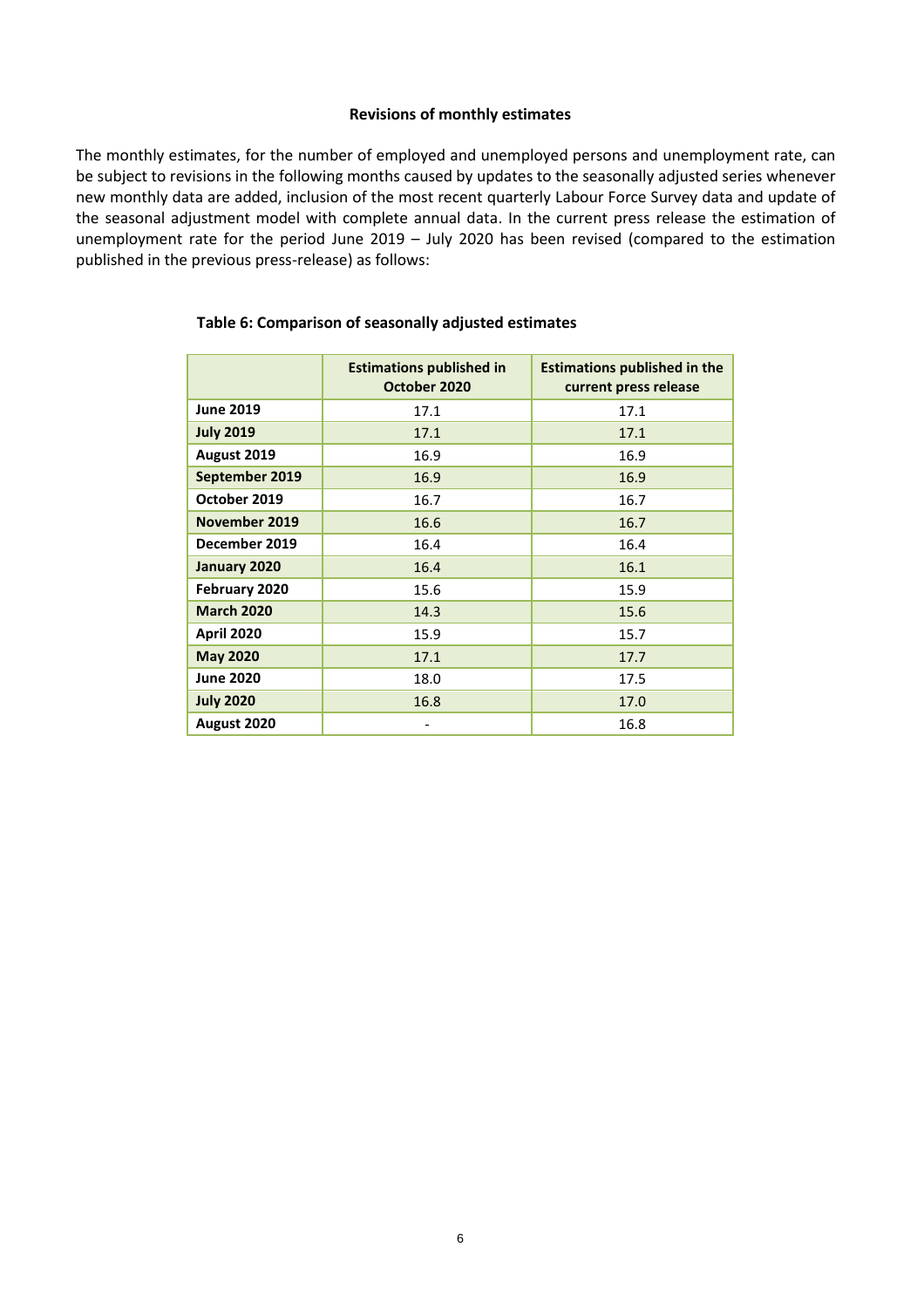### Revisions of monthly estimates

The monthly estimates, for the number of employed and unemployed persons and unemployment rate, can be subject to revisions in the following months caused by updates to the seasonally adjusted series whenever new monthly data are added, inclusion of the most recent quarterly Labour Force Survey data and update of the seasonal adjustment model with complete annual data. In the current press release the estimation of unemployment rate for the period June 2019 – July 2020 has been revised (compared to the estimation published in the previous press-release) as follows:

**Table 6: Comparison of seasonally adjusted estimates**

| | Estimations published in October 2020 | Estimations published in the current press release |
|---|---|---|
| **June 2019** | 17.1 | 17.1 |
| **July 2019** | 17.1 | 17.1 |
| **August 2019** | 16.9 | 16.9 |
| **September 2019** | 16.9 | 16.9 |
| **October 2019** | 16.7 | 16.7 |
| **November 2019** | 16.6 | 16.7 |
| **December 2019** | 16.4 | 16.4 |
| **January 2020** | 16.4 | 16.1 |
| **February 2020** | 15.6 | 15.9 |
| **March 2020** | 14.3 | 15.6 |
| **April 2020** | 15.9 | 15.7 |
| **May 2020** | 17.1 | 17.7 |
| **June 2020** | 18.0 | 17.5 |
| **July 2020** | 16.8 | 17.0 |
| **August 2020** | - | 16.8 |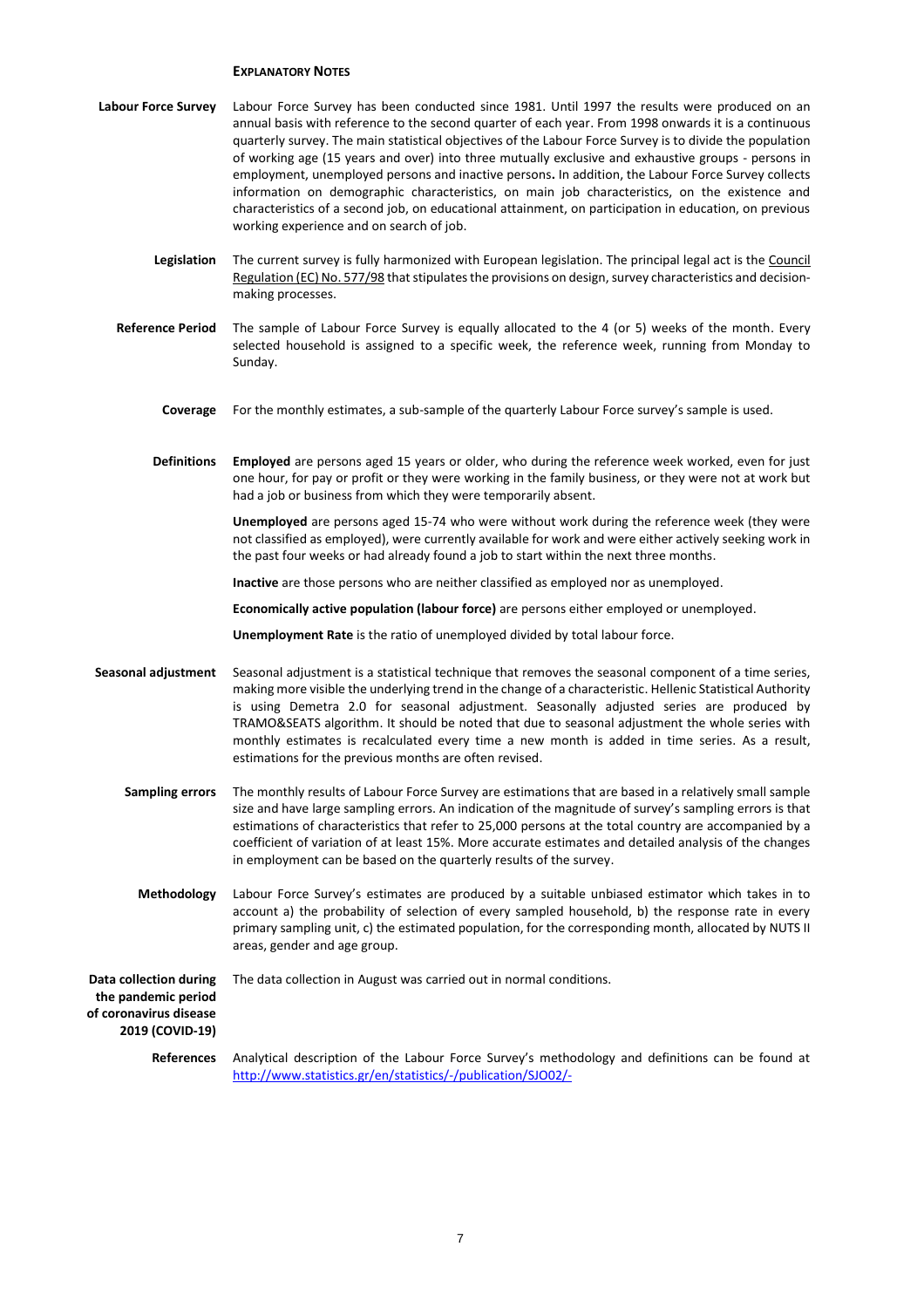## EXPLANATORY NOTES

**Labour Force Survey**

Labour Force Survey has been conducted since 1981. Until 1997 the results were produced on an annual basis with reference to the second quarter of each year. From 1998 onwards it is a continuous quarterly survey. The main statistical objectives of the Labour Force Survey is to divide the population of working age (15 years and over) into three mutually exclusive and exhaustive groups - persons in employment, unemployed persons and inactive persons**.** In addition, the Labour Force Survey collects information on demographic characteristics, on main job characteristics, on the existence and characteristics of a second job, on educational attainment, on participation in education, on previous working experience and on search of job.

**Legislation**

The current survey is fully harmonized with European legislation. The principal legal act is the Council Regulation (EC) No. 577/98 that stipulates the provisions on design, survey characteristics and decision-making processes.

**Reference Period**

The sample of Labour Force Survey is equally allocated to the 4 (or 5) weeks of the month. Every selected household is assigned to a specific week, the reference week, running from Monday to Sunday.

**Coverage**

For the monthly estimates, a sub-sample of the quarterly Labour Force survey's sample is used.

**Definitions**

**Employed** are persons aged 15 years or older, who during the reference week worked, even for just one hour, for pay or profit or they were working in the family business, or they were not at work but had a job or business from which they were temporarily absent.

**Unemployed** are persons aged 15-74 who were without work during the reference week (they were not classified as employed), were currently available for work and were either actively seeking work in the past four weeks or had already found a job to start within the next three months.

**Inactive** are those persons who are neither classified as employed nor as unemployed.

**Economically active population (labour force)** are persons either employed or unemployed.

**Unemployment Rate** is the ratio of unemployed divided by total labour force.

**Seasonal adjustment**

Seasonal adjustment is a statistical technique that removes the seasonal component of a time series, making more visible the underlying trend in the change of a characteristic. Hellenic Statistical Authority is using Demetra 2.0 for seasonal adjustment. Seasonally adjusted series are produced by TRAMO&SEATS algorithm. It should be noted that due to seasonal adjustment the whole series with monthly estimates is recalculated every time a new month is added in time series. As a result, estimations for the previous months are often revised.

**Sampling errors**

The monthly results of Labour Force Survey are estimations that are based in a relatively small sample size and have large sampling errors. An indication of the magnitude of survey's sampling errors is that estimations of characteristics that refer to 25,000 persons at the total country are accompanied by a coefficient of variation of at least 15%. More accurate estimates and detailed analysis of the changes in employment can be based on the quarterly results of the survey.

**Methodology**

Labour Force Survey's estimates are produced by a suitable unbiased estimator which takes in to account a) the probability of selection of every sampled household, b) the response rate in every primary sampling unit, c) the estimated population, for the corresponding month, allocated by NUTS II areas, gender and age group.

**Data collection during the pandemic period of coronavirus disease 2019 (COVID-19)**

The data collection in August was carried out in normal conditions.

**References**

Analytical description of the Labour Force Survey's methodology and definitions can be found at http://www.statistics.gr/en/statistics/-/publication/SJO02/-